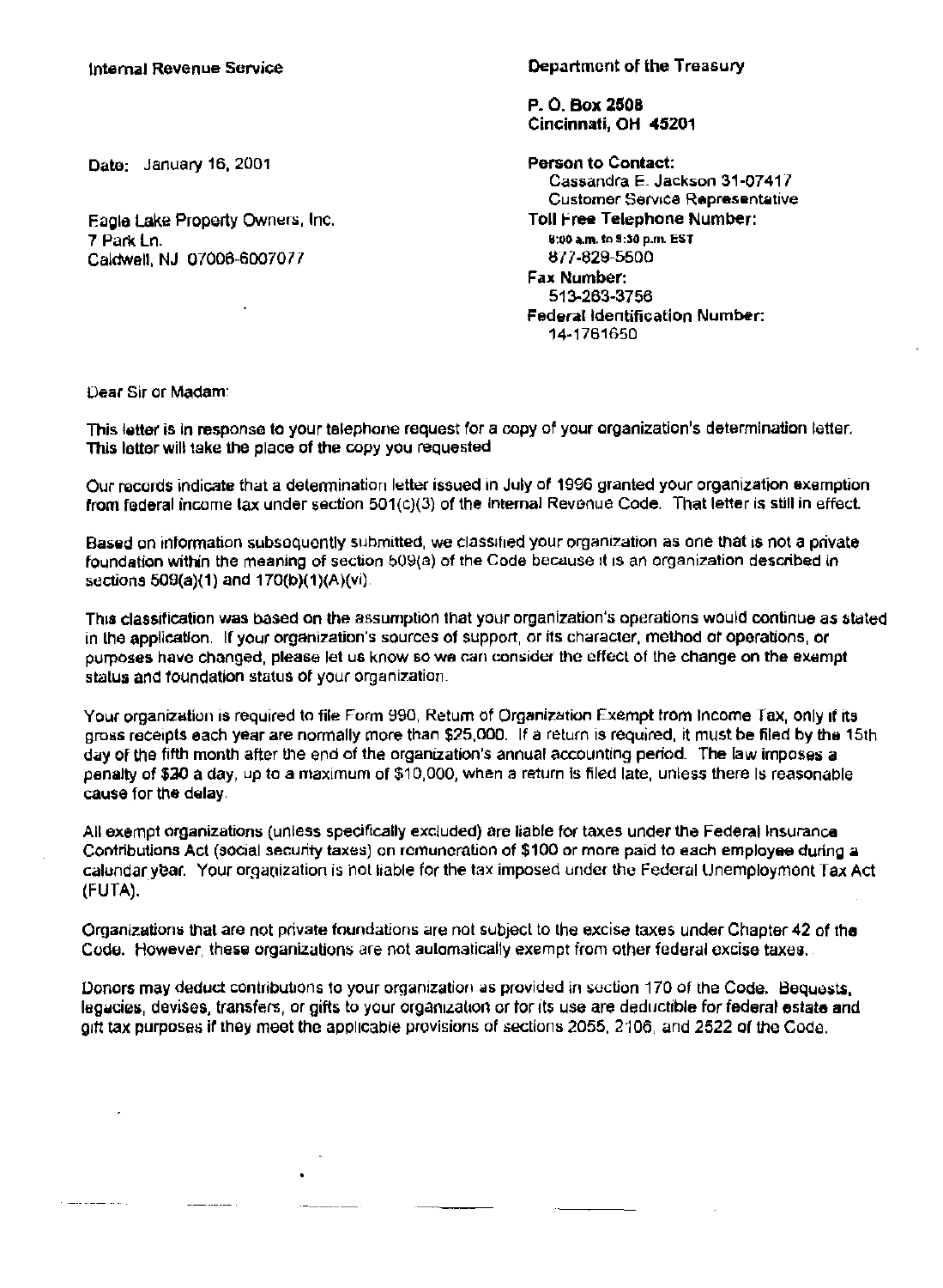Internal Revenue Service

Department of the Treasury

P. O. Box 2508
Cincinnati, OH 45201

Date: January 16, 2001

Eagle Lake Property Owners, Inc.
7 Park Ln.
Caldwell, NJ 07006-6007077

Person to Contact:
Cassandra E. Jackson 31-07417
Customer Service Representative

Toll Free Telephone Number:
8:00 a.m. to 5:30 p.m. EST
877-829-5500

Fax Number:
513-263-3756

Federal Identification Number:
14-1761650

Dear Sir or Madam:

This letter is in response to your telephone request for a copy of your organization's determination letter. This letter will take the place of the copy you requested

Our records indicate that a determination letter issued in July of 1996 granted your organization exemption from federal income tax under section 501(c)(3) of the Internal Revenue Code. That letter is still in effect.

Based on information subsequently submitted, we classified your organization as one that is not a private foundation within the meaning of section 509(a) of the Code because it is an organization described in sections 509(a)(1) and 170(b)(1)(A)(vi).

This classification was based on the assumption that your organization's operations would continue as stated in the application. If your organization's sources of support, or its character, method of operations, or purposes have changed, please let us know so we can consider the effect of the change on the exempt status and foundation status of your organization.

Your organization is required to file Form 990, Return of Organization Exempt from Income Tax, only if its gross receipts each year are normally more than $25,000. If a return is required, it must be filed by the 15th day of the fifth month after the end of the organization's annual accounting period. The law imposes a penalty of $20 a day, up to a maximum of $10,000, when a return is filed late, unless there is reasonable cause for the delay.

All exempt organizations (unless specifically excluded) are liable for taxes under the Federal Insurance Contributions Act (social security taxes) on remuneration of $100 or more paid to each employee during a calendar year. Your organization is not liable for the tax imposed under the Federal Unemployment Tax Act (FUTA).

Organizations that are not private foundations are not subject to the excise taxes under Chapter 42 of the Code. However, these organizations are not automatically exempt from other federal excise taxes.

Donors may deduct contributions to your organization as provided in section 170 of the Code. Bequests, legacies, devises, transfers, or gifts to your organization or for its use are deductible for federal estate and gift tax purposes if they meet the applicable provisions of sections 2055, 2106, and 2522 of the Code.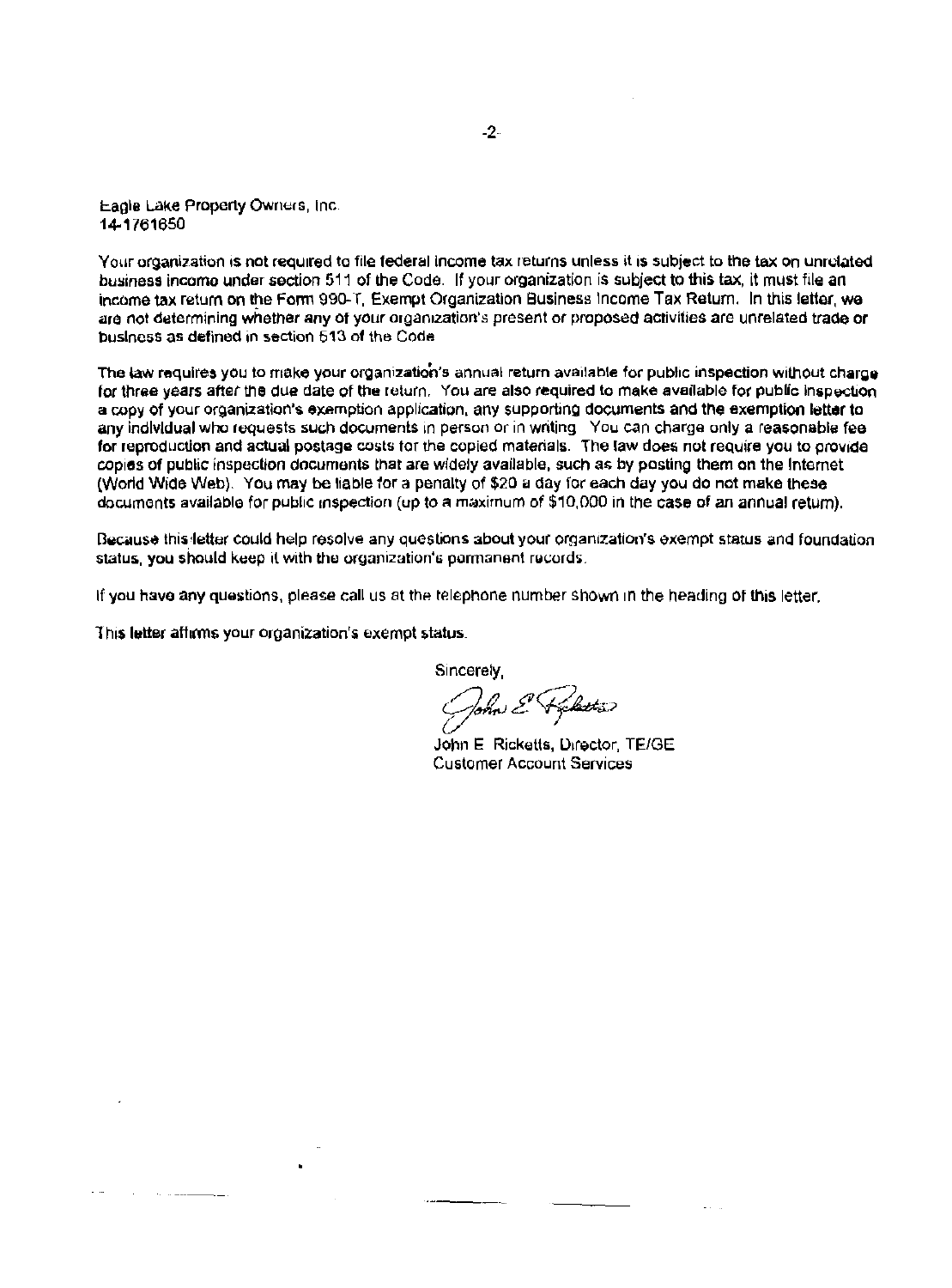Eagle Lake Property Owners, Inc.
14-1761650

Your organization is not required to file federal income tax returns unless it is subject to the tax on unrelated business income under section 511 of the Code. If your organization is subject to this tax, it must file an income tax return on the Form 990-T, Exempt Organization Business Income Tax Return. In this letter, we are not determining whether any of your organization's present or proposed activities are unrelated trade or business as defined in section 513 of the Code.

The law requires you to make your organization's annual return available for public inspection without charge for three years after the due date of the return. You are also required to make available for public inspection a copy of your organization's exemption application, any supporting documents and the exemption letter to any individual who requests such documents in person or in writing. You can charge only a reasonable fee for reproduction and actual postage costs for the copied materials. The law does not require you to provide copies of public inspection documents that are widely available, such as by posting them on the Internet (World Wide Web). You may be liable for a penalty of $20 a day for each day you do not make these documents available for public inspection (up to a maximum of $10,000 in the case of an annual return).

Because this letter could help resolve any questions about your organization's exempt status and foundation status, you should keep it with the organization's permanent records.

If you have any questions, please call us at the telephone number shown in the heading of this letter.

This letter affirms your organization's exempt status.

Sincerely,

John E. Ricketts

John E Ricketts, Director, TE/GE
Customer Account Services